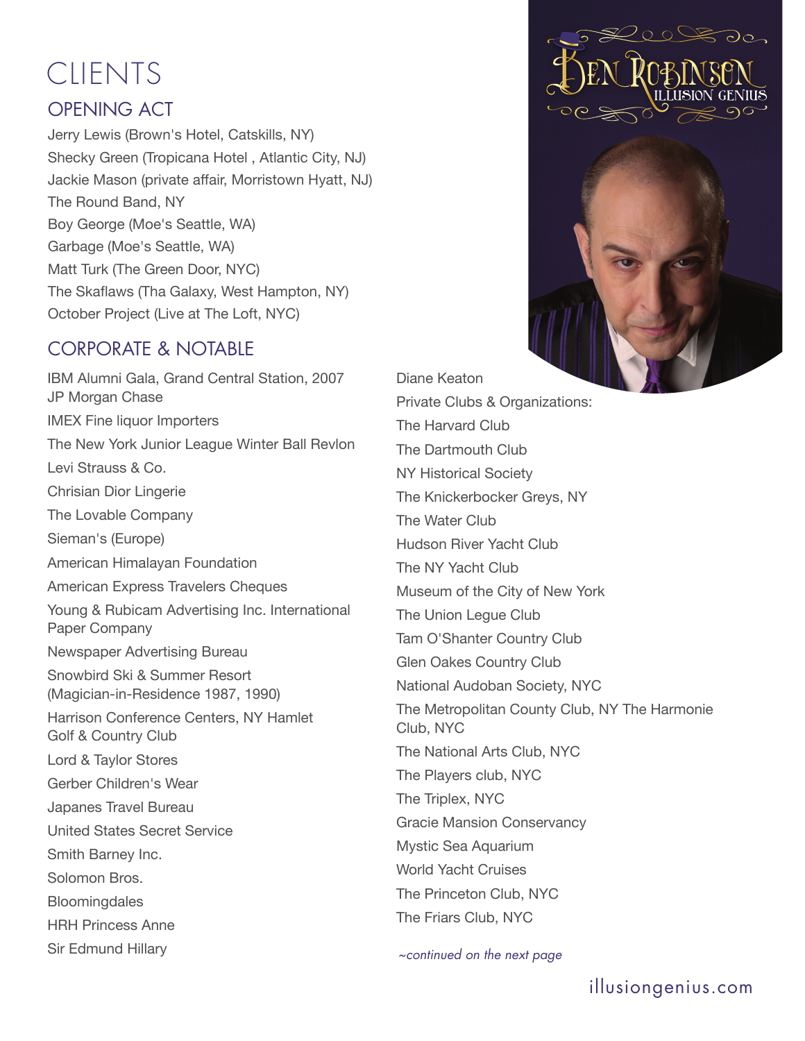# CLIENTS

## OPENING ACT

Jerry Lewis (Brown's Hotel, Catskills, NY)
Shecky Green (Tropicana Hotel , Atlantic City, NJ)
Jackie Mason (private affair, Morristown Hyatt, NJ)
The Round Band, NY
Boy George (Moe's Seattle, WA)
Garbage (Moe's Seattle, WA)
Matt Turk (The Green Door, NYC)
The Skaflaws (Tha Galaxy, West Hampton, NY)
October Project (Live at The Loft, NYC)

## CORPORATE & NOTABLE

IBM Alumni Gala, Grand Central Station, 2007
JP Morgan Chase
IMEX Fine liquor Importers
The New York Junior League Winter Ball Revlon
Levi Strauss & Co.
Chrisian Dior Lingerie
The Lovable Company
Sieman's (Europe)
American Himalayan Foundation
American Express Travelers Cheques
Young & Rubicam Advertising Inc. International Paper Company
Newspaper Advertising Bureau
Snowbird Ski & Summer Resort (Magician-in-Residence 1987, 1990)
Harrison Conference Centers, NY Hamlet Golf & Country Club
Lord & Taylor Stores
Gerber Children's Wear
Japanes Travel Bureau
United States Secret Service
Smith Barney Inc.
Solomon Bros.
Bloomingdales
HRH Princess Anne
Sir Edmund Hillary
Diane Keaton
Private Clubs & Organizations:
The Harvard Club
The Dartmouth Club
NY Historical Society
The Knickerbocker Greys, NY
The Water Club
Hudson River Yacht Club
The NY Yacht Club
Museum of the City of New York
The Union Legue Club
Tam O'Shanter Country Club
Glen Oakes Country Club
National Audoban Society, NYC
The Metropolitan County Club, NY The Harmonie Club, NYC
The National Arts Club, NYC
The Players club, NYC
The Triplex, NYC
Gracie Mansion Conservancy
Mystic Sea Aquarium
World Yacht Cruises
The Princeton Club, NYC
The Friars Club, NYC

*~continued on the next page*

illusiongenius.com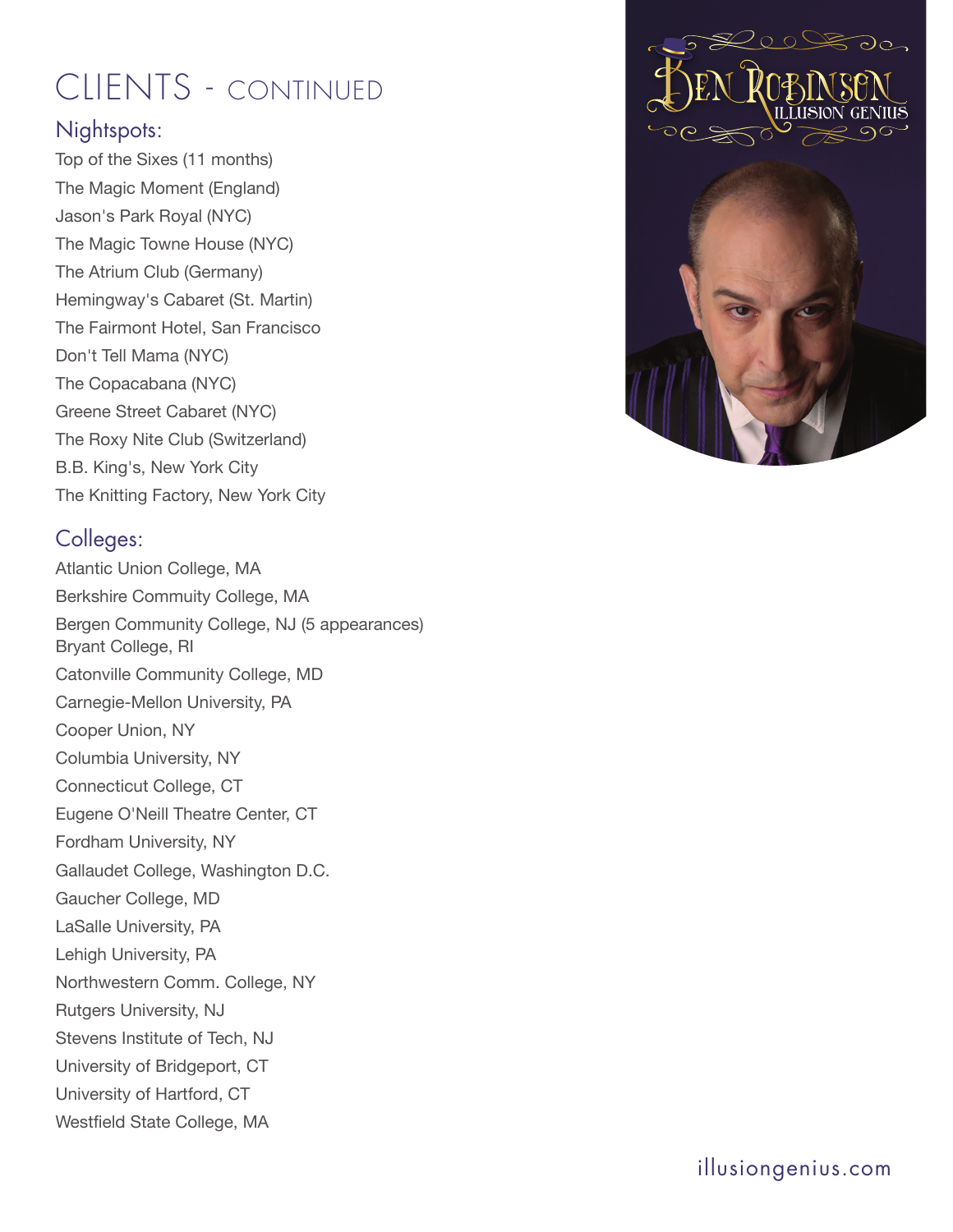# CLIENTS - CONTINUED

## Nightspots:

Top of the Sixes (11 months)
The Magic Moment (England)
Jason's Park Royal (NYC)
The Magic Towne House (NYC)
The Atrium Club (Germany)
Hemingway's Cabaret (St. Martin)
The Fairmont Hotel, San Francisco
Don't Tell Mama (NYC)
The Copacabana (NYC)
Greene Street Cabaret (NYC)
The Roxy Nite Club (Switzerland)
B.B. King's, New York City
The Knitting Factory, New York City

## Colleges:

Atlantic Union College, MA
Berkshire Commuity College, MA
Bergen Community College, NJ (5 appearances)
Bryant College, RI
Catonville Community College, MD
Carnegie-Mellon University, PA
Cooper Union, NY
Columbia University, NY
Connecticut College, CT
Eugene O'Neill Theatre Center, CT
Fordham University, NY
Gallaudet College, Washington D.C.
Gaucher College, MD
LaSalle University, PA
Lehigh University, PA
Northwestern Comm. College, NY
Rutgers University, NJ
Stevens Institute of Tech, NJ
University of Bridgeport, CT
University of Hartford, CT
Westfield State College, MA

BEN ROBINSON
ILLUSION GENIUS

illusiongenius.com